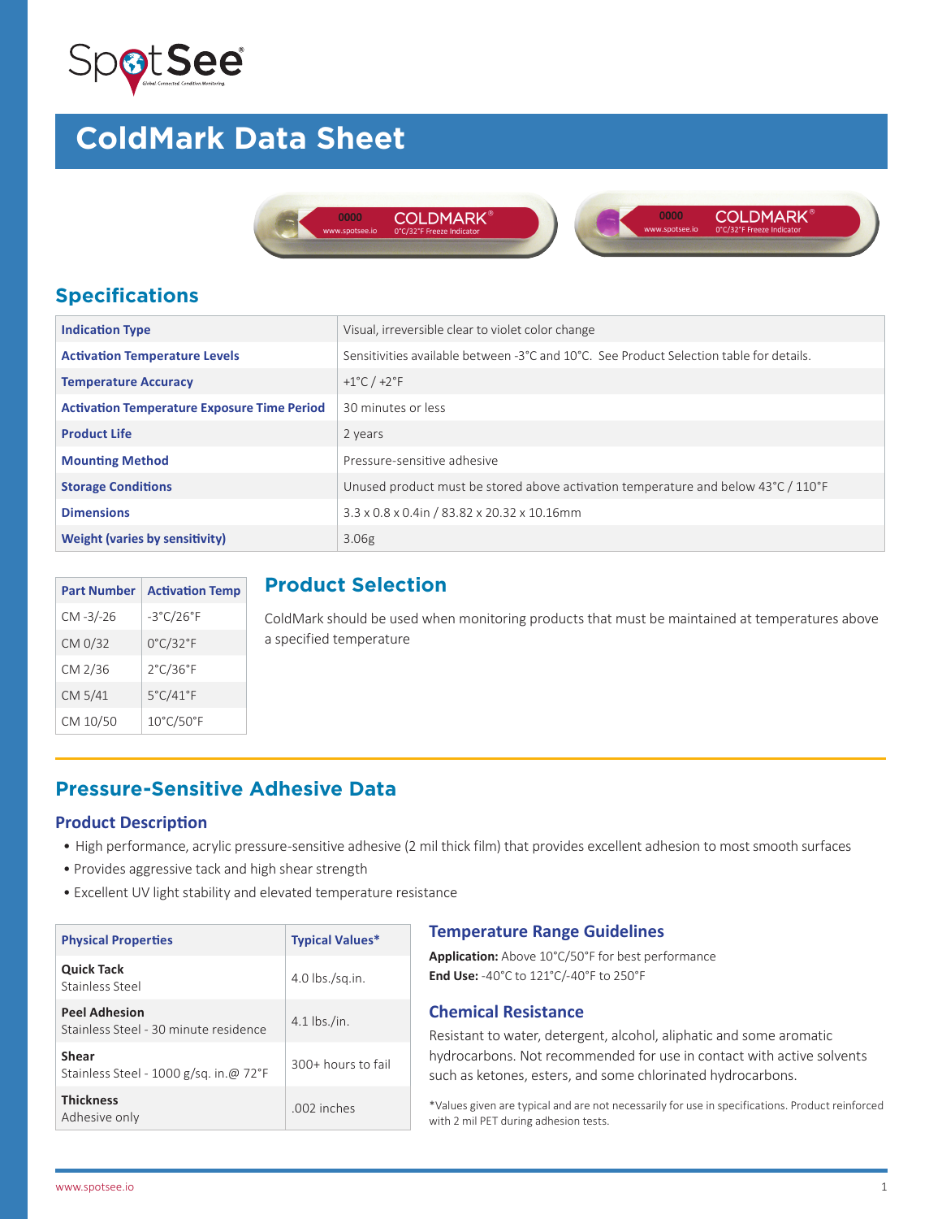# ColdMark Data Sheet

## Specifications

| | |
|---|---|
| **Indication Type** | Visual, irreversible clear to violet color change |
| **Activation Temperature Levels** | Sensitivities available between -3°C and 10°C. See Product Selection table for details. |
| **Temperature Accuracy** | +1°C / +2°F |
| **Activation Temperature Exposure Time Period** | 30 minutes or less |
| **Product Life** | 2 years |
| **Mounting Method** | Pressure-sensitive adhesive |
| **Storage Conditions** | Unused product must be stored above activation temperature and below 43°C / 110°F |
| **Dimensions** | 3.3 x 0.8 x 0.4in / 83.82 x 20.32 x 10.16mm |
| **Weight (varies by sensitivity)** | 3.06g |

| Part Number | Activation Temp |
|---|---|
| CM -3/-26 | -3°C/26°F |
| CM 0/32 | 0°C/32°F |
| CM 2/36 | 2°C/36°F |
| CM 5/41 | 5°C/41°F |
| CM 10/50 | 10°C/50°F |

## Product Selection

ColdMark should be used when monitoring products that must be maintained at temperatures above a specified temperature

## Pressure-Sensitive Adhesive Data

### Product Description

- High performance, acrylic pressure-sensitive adhesive (2 mil thick film) that provides excellent adhesion to most smooth surfaces
- Provides aggressive tack and high shear strength
- Excellent UV light stability and elevated temperature resistance

| Physical Properties | Typical Values* |
|---|---|
| **Quick Tack** Stainless Steel | 4.0 lbs./sq.in. |
| **Peel Adhesion** Stainless Steel - 30 minute residence | 4.1 lbs./in. |
| **Shear** Stainless Steel - 1000 g/sq. in.@ 72°F | 300+ hours to fail |
| **Thickness** Adhesive only | .002 inches |

### Temperature Range Guidelines

**Application:** Above 10°C/50°F for best performance
**End Use:** -40°C to 121°C/-40°F to 250°F

### Chemical Resistance

Resistant to water, detergent, alcohol, aliphatic and some aromatic hydrocarbons. Not recommended for use in contact with active solvents such as ketones, esters, and some chlorinated hydrocarbons.

*Values given are typical and are not necessarily for use in specifications. Product reinforced with 2 mil PET during adhesion tests.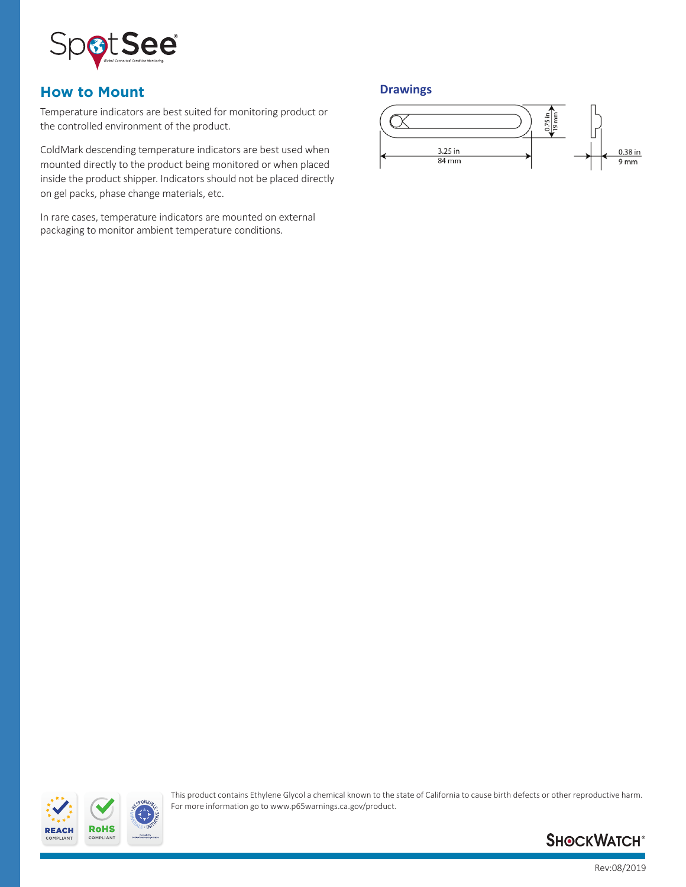## How to Mount

Temperature indicators are best suited for monitoring product or the controlled environment of the product.

ColdMark descending temperature indicators are best used when mounted directly to the product being monitored or when placed inside the product shipper. Indicators should not be placed directly on gel packs, phase change materials, etc.

In rare cases, temperature indicators are mounted on external packaging to monitor ambient temperature conditions.

## Drawings

0.75 in
19 mm

3.25 in
84 mm

0.38 in
9 mm

REACH COMPLIANT

RoHS COMPLIANT

This product contains Ethylene Glycol a chemical known to the state of California to cause birth defects or other reproductive harm. For more information go to www.p65warnings.ca.gov/product.

Rev:08/2019